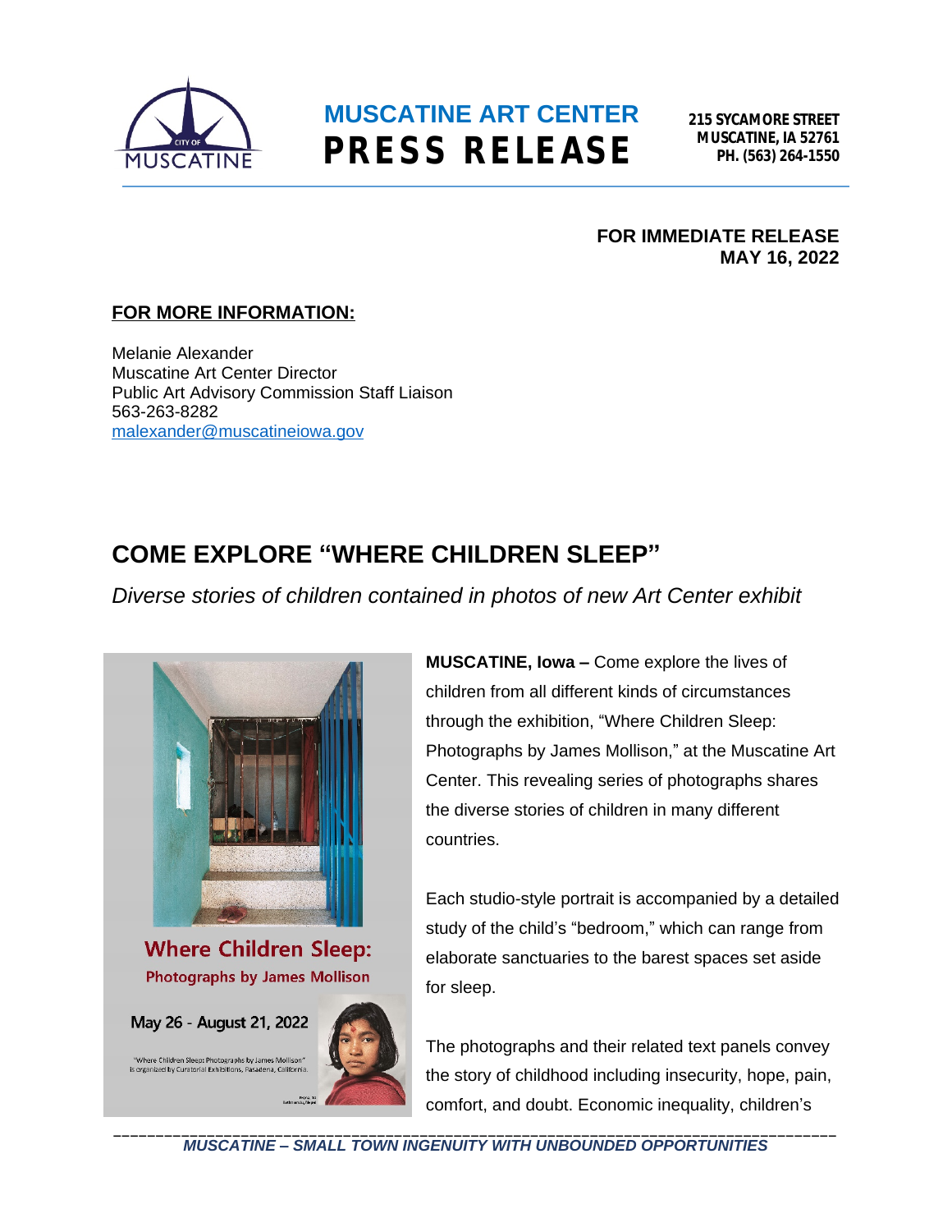# MUSCATINE ART CENTER PRESS RELEASE

**215 SYCAMORE STREET**
**MUSCATINE, IA 52761**
**PH. (563) 264-1550**

**FOR IMMEDIATE RELEASE**
**MAY 16, 2022**

**FOR MORE INFORMATION:**

Melanie Alexander
Muscatine Art Center Director
Public Art Advisory Commission Staff Liaison
563-263-8282
malexander@muscatineiowa.gov

## COME EXPLORE "WHERE CHILDREN SLEEP"

*Diverse stories of children contained in photos of new Art Center exhibit*

Where Children Sleep: Photographs by James Mollison

May 26 - August 21, 2022

"Where Children Sleep: Photographs by James Mollison" is organized by Curatorial Exhibitions, Pasadena, California.

**MUSCATINE, Iowa –** Come explore the lives of children from all different kinds of circumstances through the exhibition, "Where Children Sleep: Photographs by James Mollison," at the Muscatine Art Center. This revealing series of photographs shares the diverse stories of children in many different countries.

Each studio-style portrait is accompanied by a detailed study of the child's "bedroom," which can range from elaborate sanctuaries to the barest spaces set aside for sleep.

The photographs and their related text panels convey the story of childhood including insecurity, hope, pain, comfort, and doubt. Economic inequality, children's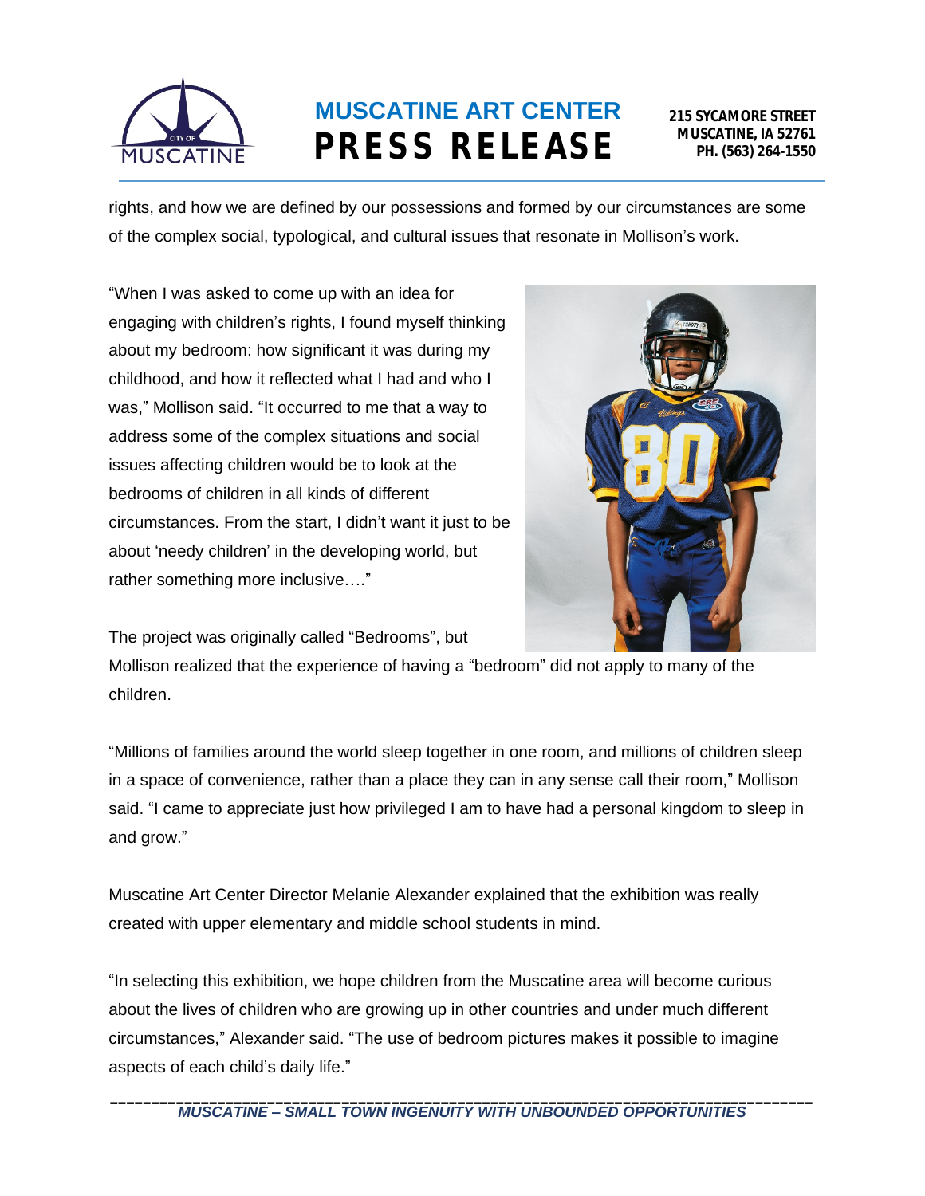rights, and how we are defined by our possessions and formed by our circumstances are some of the complex social, typological, and cultural issues that resonate in Mollison's work.

"When I was asked to come up with an idea for engaging with children's rights, I found myself thinking about my bedroom: how significant it was during my childhood, and how it reflected what I had and who I was," Mollison said. "It occurred to me that a way to address some of the complex situations and social issues affecting children would be to look at the bedrooms of children in all kinds of different circumstances. From the start, I didn't want it just to be about 'needy children' in the developing world, but rather something more inclusive…."

The project was originally called "Bedrooms", but Mollison realized that the experience of having a "bedroom" did not apply to many of the children.

"Millions of families around the world sleep together in one room, and millions of children sleep in a space of convenience, rather than a place they can in any sense call their room," Mollison said. "I came to appreciate just how privileged I am to have had a personal kingdom to sleep in and grow."

Muscatine Art Center Director Melanie Alexander explained that the exhibition was really created with upper elementary and middle school students in mind.

"In selecting this exhibition, we hope children from the Muscatine area will become curious about the lives of children who are growing up in other countries and under much different circumstances," Alexander said. "The use of bedroom pictures makes it possible to imagine aspects of each child's daily life."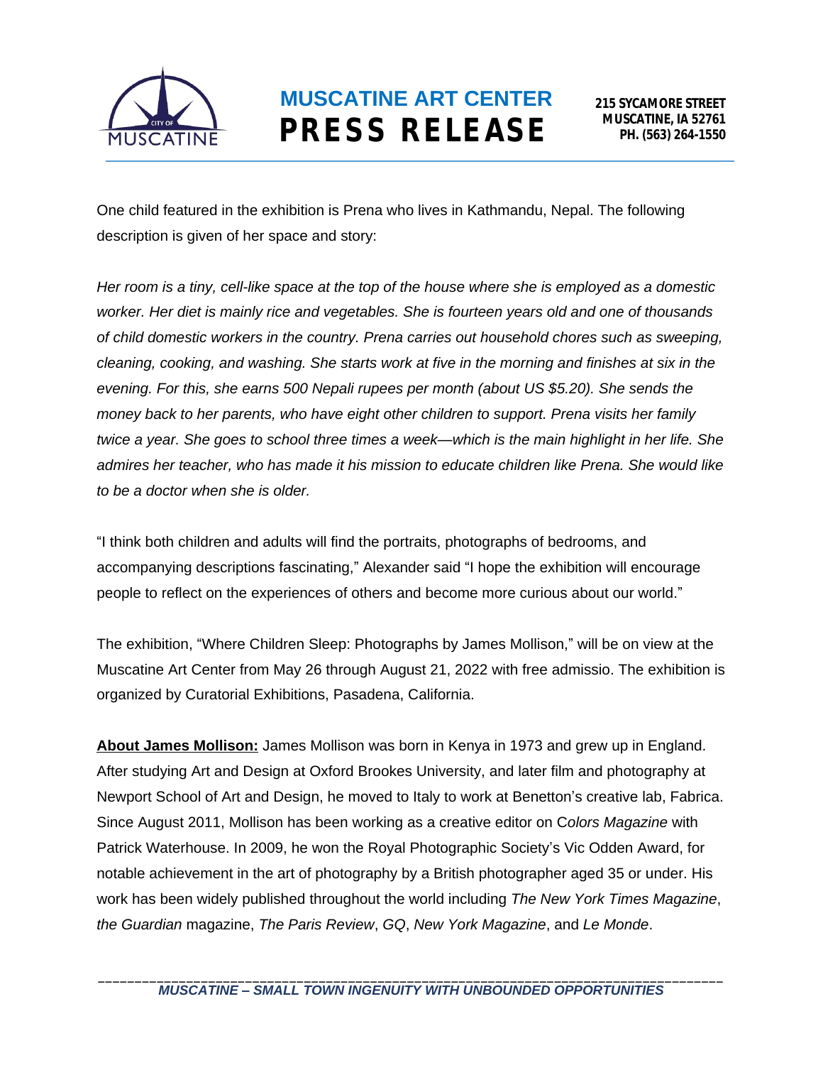One child featured in the exhibition is Prena who lives in Kathmandu, Nepal. The following description is given of her space and story:

*Her room is a tiny, cell-like space at the top of the house where she is employed as a domestic worker. Her diet is mainly rice and vegetables. She is fourteen years old and one of thousands of child domestic workers in the country. Prena carries out household chores such as sweeping, cleaning, cooking, and washing. She starts work at five in the morning and finishes at six in the evening. For this, she earns 500 Nepali rupees per month (about US $5.20). She sends the money back to her parents, who have eight other children to support. Prena visits her family twice a year. She goes to school three times a week—which is the main highlight in her life. She admires her teacher, who has made it his mission to educate children like Prena. She would like to be a doctor when she is older.*

"I think both children and adults will find the portraits, photographs of bedrooms, and accompanying descriptions fascinating," Alexander said "I hope the exhibition will encourage people to reflect on the experiences of others and become more curious about our world."

The exhibition, "Where Children Sleep: Photographs by James Mollison," will be on view at the Muscatine Art Center from May 26 through August 21, 2022 with free admissio. The exhibition is organized by Curatorial Exhibitions, Pasadena, California.

**About James Mollison:** James Mollison was born in Kenya in 1973 and grew up in England. After studying Art and Design at Oxford Brookes University, and later film and photography at Newport School of Art and Design, he moved to Italy to work at Benetton's creative lab, Fabrica. Since August 2011, Mollison has been working as a creative editor on C*olors Magazine* with Patrick Waterhouse. In 2009, he won the Royal Photographic Society's Vic Odden Award, for notable achievement in the art of photography by a British photographer aged 35 or under. His work has been widely published throughout the world including *The New York Times Magazine*, *the Guardian* magazine, *The Paris Review*, *GQ*, *New York Magazine*, and *Le Monde*.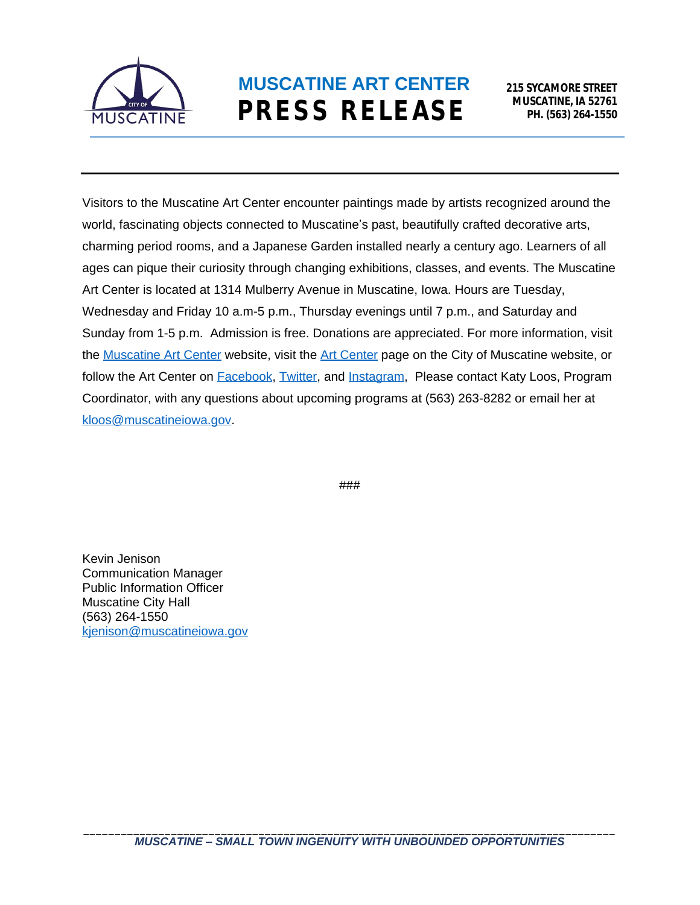# MUSCATINE ART CENTER
# PRESS RELEASE

**215 SYCAMORE STREET**
**MUSCATINE, IA 52761**
**PH. (563) 264-1550**

Visitors to the Muscatine Art Center encounter paintings made by artists recognized around the world, fascinating objects connected to Muscatine's past, beautifully crafted decorative arts, charming period rooms, and a Japanese Garden installed nearly a century ago. Learners of all ages can pique their curiosity through changing exhibitions, classes, and events. The Muscatine Art Center is located at 1314 Mulberry Avenue in Muscatine, Iowa. Hours are Tuesday, Wednesday and Friday 10 a.m-5 p.m., Thursday evenings until 7 p.m., and Saturday and Sunday from 1-5 p.m. Admission is free. Donations are appreciated. For more information, visit the Muscatine Art Center website, visit the Art Center page on the City of Muscatine website, or follow the Art Center on Facebook, Twitter, and Instagram, Please contact Katy Loos, Program Coordinator, with any questions about upcoming programs at (563) 263-8282 or email her at kloos@muscatineiowa.gov.

###

Kevin Jenison
Communication Manager
Public Information Officer
Muscatine City Hall
(563) 264-1550
kjenison@muscatineiowa.gov

*MUSCATINE – SMALL TOWN INGENUITY WITH UNBOUNDED OPPORTUNITIES*